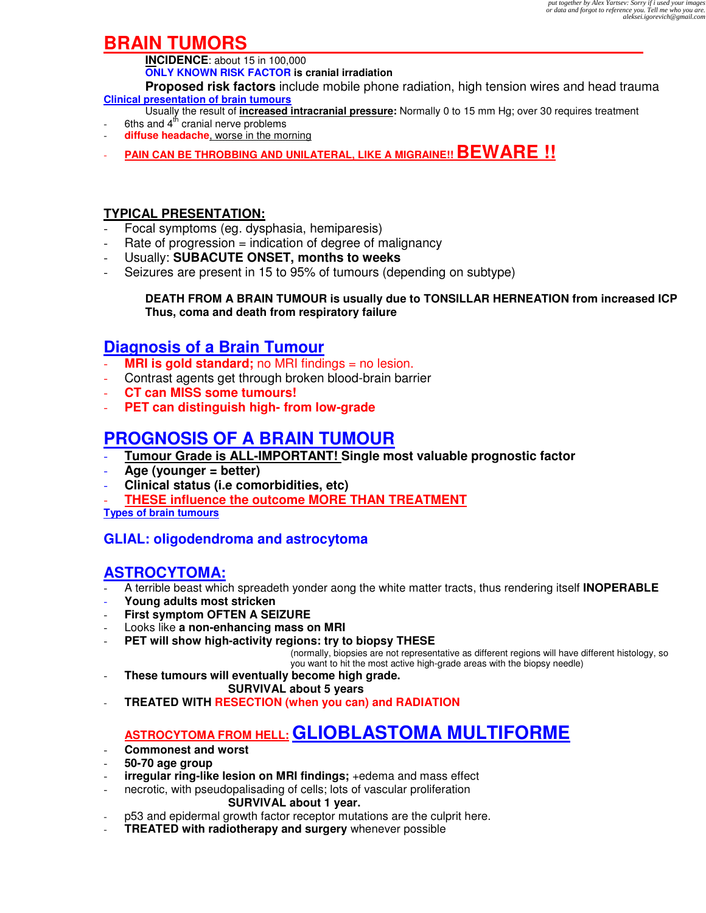# BRAIN TUMORS

**INCIDENCE**: about 15 in 100,000

**ONLY KNOWN RISK FACTOR is cranial irradiation**

**Proposed risk factors** include mobile phone radiation, high tension wires and head trauma

## Clinical presentation of brain tumours

Usually the result of **increased intracranial pressure:** Normally 0 to 15 mm Hg; over 30 requires treatment

- 6ths and 4$^{th}$ cranial nerve problems
- **diffuse headache**, worse in the morning
- **PAIN CAN BE THROBBING AND UNILATERAL, LIKE A MIGRAINE!! BEWARE !!**

**TYPICAL PRESENTATION:**

- Focal symptoms (eg. dysphasia, hemiparesis)
- Rate of progression = indication of degree of malignancy
- Usually: **SUBACUTE ONSET, months to weeks**
- Seizures are present in 15 to 95% of tumours (depending on subtype)

**DEATH FROM A BRAIN TUMOUR is usually due to TONSILLAR HERNEATION from increased ICP**
**Thus, coma and death from respiratory failure**

## Diagnosis of a Brain Tumour

- **MRI is gold standard;** no MRI findings = no lesion.
- Contrast agents get through broken blood-brain barrier
- **CT can MISS some tumours!**
- **PET can distinguish high- from low-grade**

## PROGNOSIS OF A BRAIN TUMOUR

- **Tumour Grade is ALL-IMPORTANT! Single most valuable prognostic factor**
- **Age (younger = better)**
- **Clinical status (i.e comorbidities, etc)**
- **THESE influence the outcome MORE THAN TREATMENT**

## Types of brain tumours

### GLIAL: oligodendroma and astrocytoma

### ASTROCYTOMA:

- A terrible beast which spreadeth yonder aong the white matter tracts, thus rendering itself **INOPERABLE**
- **Young adults most stricken**
- **First symptom OFTEN A SEIZURE**
- Looks like **a non-enhancing mass on MRI**
- **PET will show high-activity regions: try to biopsy THESE**

  (normally, biopsies are not representative as different regions will have different histology, so you want to hit the most active high-grade areas with the biopsy needle)

- **These tumours will eventually become high grade.**

  **SURVIVAL about 5 years**

- **TREATED WITH RESECTION (when you can) and RADIATION**

### ASTROCYTOMA FROM HELL: GLIOBLASTOMA MULTIFORME

- **Commonest and worst**
- **50-70 age group**
- **irregular ring-like lesion on MRI findings;** +edema and mass effect
- necrotic, with pseudopalisading of cells; lots of vascular proliferation

  **SURVIVAL about 1 year.**

- p53 and epidermal growth factor receptor mutations are the culprit here.
- **TREATED with radiotherapy and surgery** whenever possible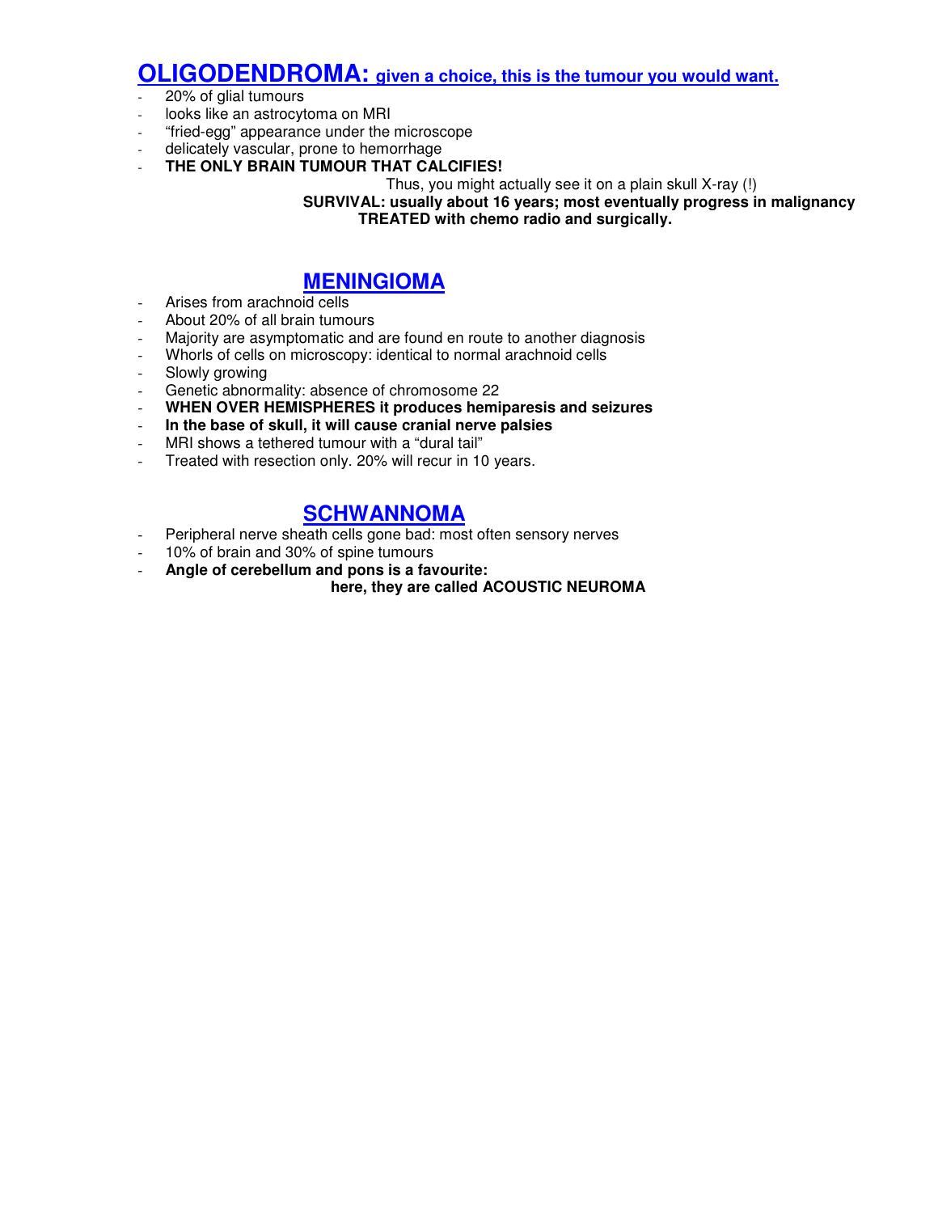## OLIGODENDROMA: given a choice, this is the tumour you would want.

- 20% of glial tumours
- looks like an astrocytoma on MRI
- "fried-egg" appearance under the microscope
- delicately vascular, prone to hemorrhage
- **THE ONLY BRAIN TUMOUR THAT CALCIFIES!**

Thus, you might actually see it on a plain skull X-ray (!)

**SURVIVAL: usually about 16 years; most eventually progress in malignancy**

**TREATED with chemo radio and surgically.**

## MENINGIOMA

- Arises from arachnoid cells
- About 20% of all brain tumours
- Majority are asymptomatic and are found en route to another diagnosis
- Whorls of cells on microscopy: identical to normal arachnoid cells
- Slowly growing
- Genetic abnormality: absence of chromosome 22
- **WHEN OVER HEMISPHERES it produces hemiparesis and seizures**
- **In the base of skull, it will cause cranial nerve palsies**
- MRI shows a tethered tumour with a "dural tail"
- Treated with resection only. 20% will recur in 10 years.

## SCHWANNOMA

- Peripheral nerve sheath cells gone bad: most often sensory nerves
- 10% of brain and 30% of spine tumours
- **Angle of cerebellum and pons is a favourite:**

**here, they are called ACOUSTIC NEUROMA**